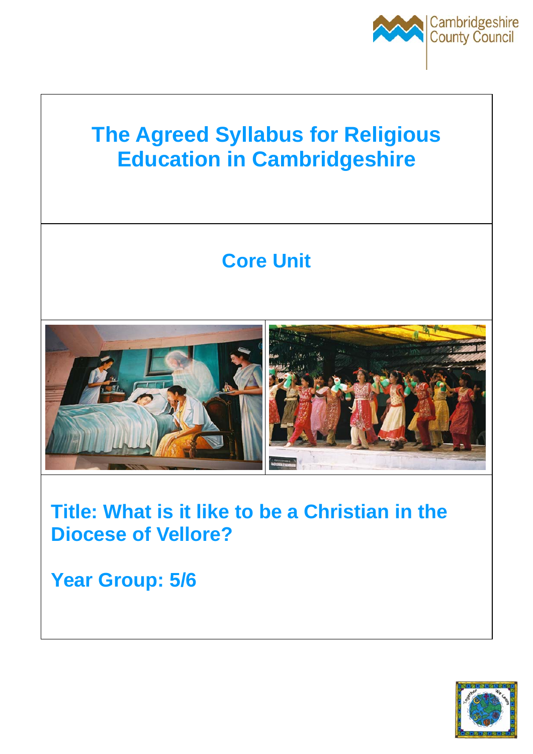Cambridgeshire County Council

# The Agreed Syllabus for Religious Education in Cambridgeshire

## Core Unit

## Title: What is it like to be a Christian in the Diocese of Vellore?

## Year Group: 5/6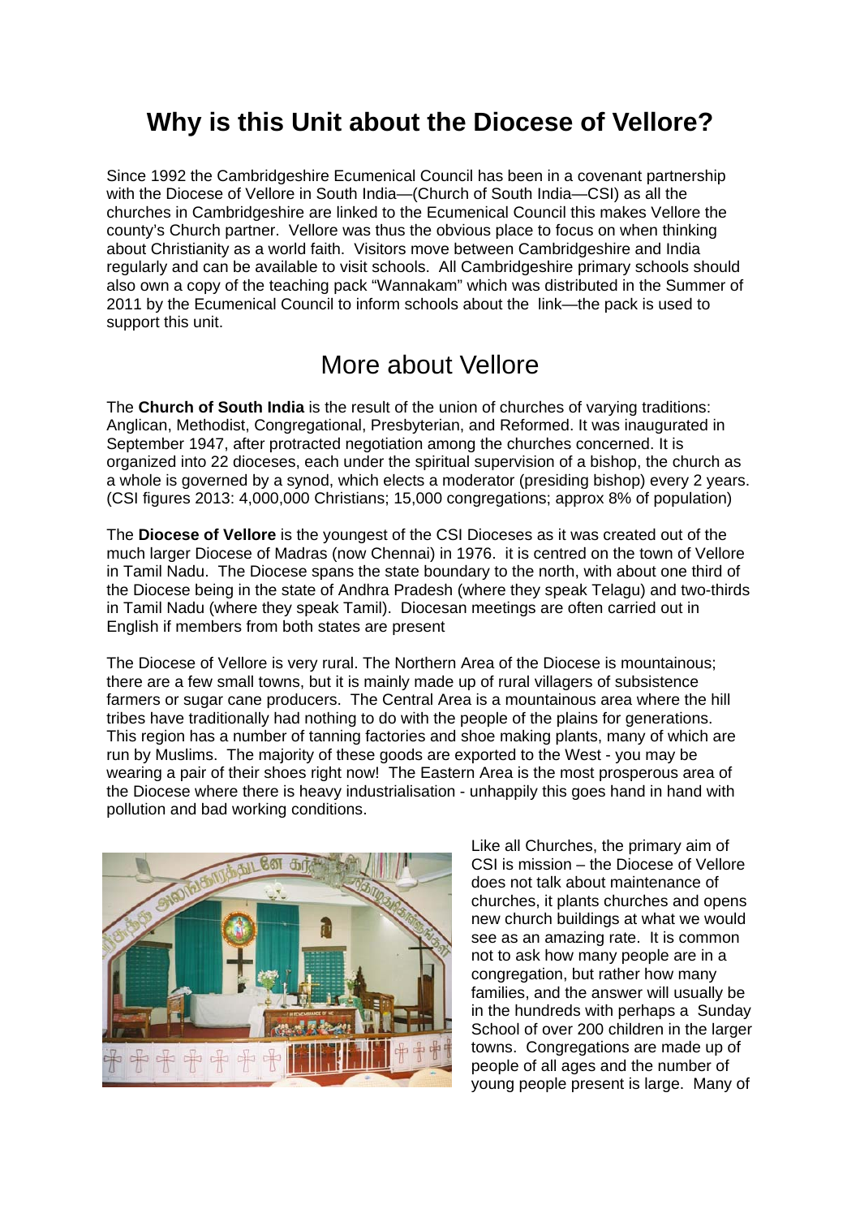# Why is this Unit about the Diocese of Vellore?

Since 1992 the Cambridgeshire Ecumenical Council has been in a covenant partnership with the Diocese of Vellore in South India—(Church of South India—CSI) as all the churches in Cambridgeshire are linked to the Ecumenical Council this makes Vellore the county's Church partner. Vellore was thus the obvious place to focus on when thinking about Christianity as a world faith. Visitors move between Cambridgeshire and India regularly and can be available to visit schools. All Cambridgeshire primary schools should also own a copy of the teaching pack "Wannakam" which was distributed in the Summer of 2011 by the Ecumenical Council to inform schools about the link—the pack is used to support this unit.

## More about Vellore

The **Church of South India** is the result of the union of churches of varying traditions: Anglican, Methodist, Congregational, Presbyterian, and Reformed. It was inaugurated in September 1947, after protracted negotiation among the churches concerned. It is organized into 22 dioceses, each under the spiritual supervision of a bishop, the church as a whole is governed by a synod, which elects a moderator (presiding bishop) every 2 years. (CSI figures 2013: 4,000,000 Christians; 15,000 congregations; approx 8% of population)

The **Diocese of Vellore** is the youngest of the CSI Dioceses as it was created out of the much larger Diocese of Madras (now Chennai) in 1976. it is centred on the town of Vellore in Tamil Nadu. The Diocese spans the state boundary to the north, with about one third of the Diocese being in the state of Andhra Pradesh (where they speak Telagu) and two-thirds in Tamil Nadu (where they speak Tamil). Diocesan meetings are often carried out in English if members from both states are present

The Diocese of Vellore is very rural. The Northern Area of the Diocese is mountainous; there are a few small towns, but it is mainly made up of rural villagers of subsistence farmers or sugar cane producers. The Central Area is a mountainous area where the hill tribes have traditionally had nothing to do with the people of the plains for generations. This region has a number of tanning factories and shoe making plants, many of which are run by Muslims. The majority of these goods are exported to the West - you may be wearing a pair of their shoes right now! The Eastern Area is the most prosperous area of the Diocese where there is heavy industrialisation - unhappily this goes hand in hand with pollution and bad working conditions.

Like all Churches, the primary aim of CSI is mission – the Diocese of Vellore does not talk about maintenance of churches, it plants churches and opens new church buildings at what we would see as an amazing rate. It is common not to ask how many people are in a congregation, but rather how many families, and the answer will usually be in the hundreds with perhaps a Sunday School of over 200 children in the larger towns. Congregations are made up of people of all ages and the number of young people present is large. Many of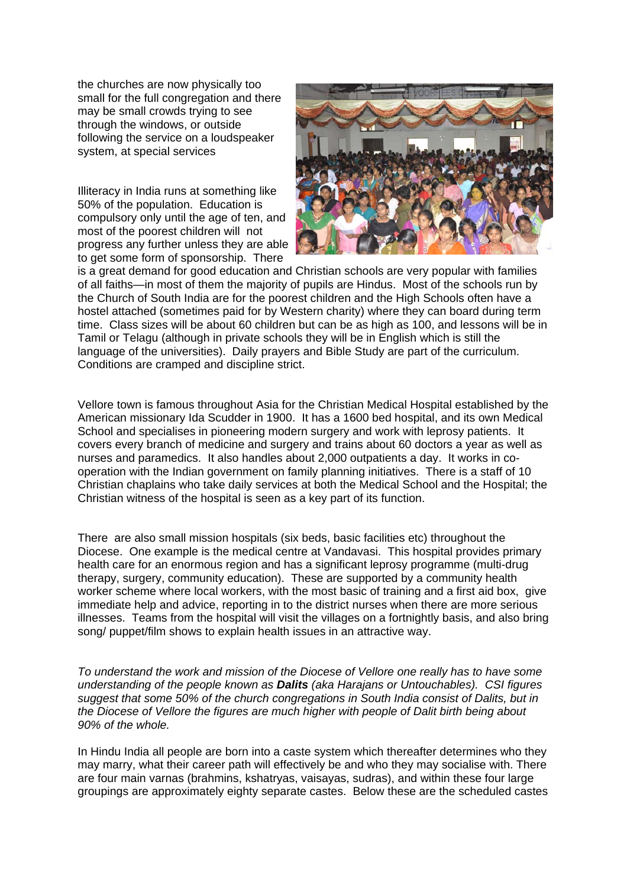the churches are now physically too small for the full congregation and there may be small crowds trying to see through the windows, or outside following the service on a loudspeaker system, at special services

Illiteracy in India runs at something like 50% of the population. Education is compulsory only until the age of ten, and most of the poorest children will not progress any further unless they are able to get some form of sponsorship. There is a great demand for good education and Christian schools are very popular with families of all faiths—in most of them the majority of pupils are Hindus. Most of the schools run by the Church of South India are for the poorest children and the High Schools often have a hostel attached (sometimes paid for by Western charity) where they can board during term time. Class sizes will be about 60 children but can be as high as 100, and lessons will be in Tamil or Telagu (although in private schools they will be in English which is still the language of the universities). Daily prayers and Bible Study are part of the curriculum. Conditions are cramped and discipline strict.

Vellore town is famous throughout Asia for the Christian Medical Hospital established by the American missionary Ida Scudder in 1900. It has a 1600 bed hospital, and its own Medical School and specialises in pioneering modern surgery and work with leprosy patients. It covers every branch of medicine and surgery and trains about 60 doctors a year as well as nurses and paramedics. It also handles about 2,000 outpatients a day. It works in co-operation with the Indian government on family planning initiatives. There is a staff of 10 Christian chaplains who take daily services at both the Medical School and the Hospital; the Christian witness of the hospital is seen as a key part of its function.

There are also small mission hospitals (six beds, basic facilities etc) throughout the Diocese. One example is the medical centre at Vandavasi. This hospital provides primary health care for an enormous region and has a significant leprosy programme (multi-drug therapy, surgery, community education). These are supported by a community health worker scheme where local workers, with the most basic of training and a first aid box, give immediate help and advice, reporting in to the district nurses when there are more serious illnesses. Teams from the hospital will visit the villages on a fortnightly basis, and also bring song/ puppet/film shows to explain health issues in an attractive way.

*To understand the work and mission of the Diocese of Vellore one really has to have some understanding of the people known as **Dalits** (aka Harajans or Untouchables). CSI figures suggest that some 50% of the church congregations in South India consist of Dalits, but in the Diocese of Vellore the figures are much higher with people of Dalit birth being about 90% of the whole.*

In Hindu India all people are born into a caste system which thereafter determines who they may marry, what their career path will effectively be and who they may socialise with. There are four main varnas (brahmins, kshatryas, vaisayas, sudras), and within these four large groupings are approximately eighty separate castes. Below these are the scheduled castes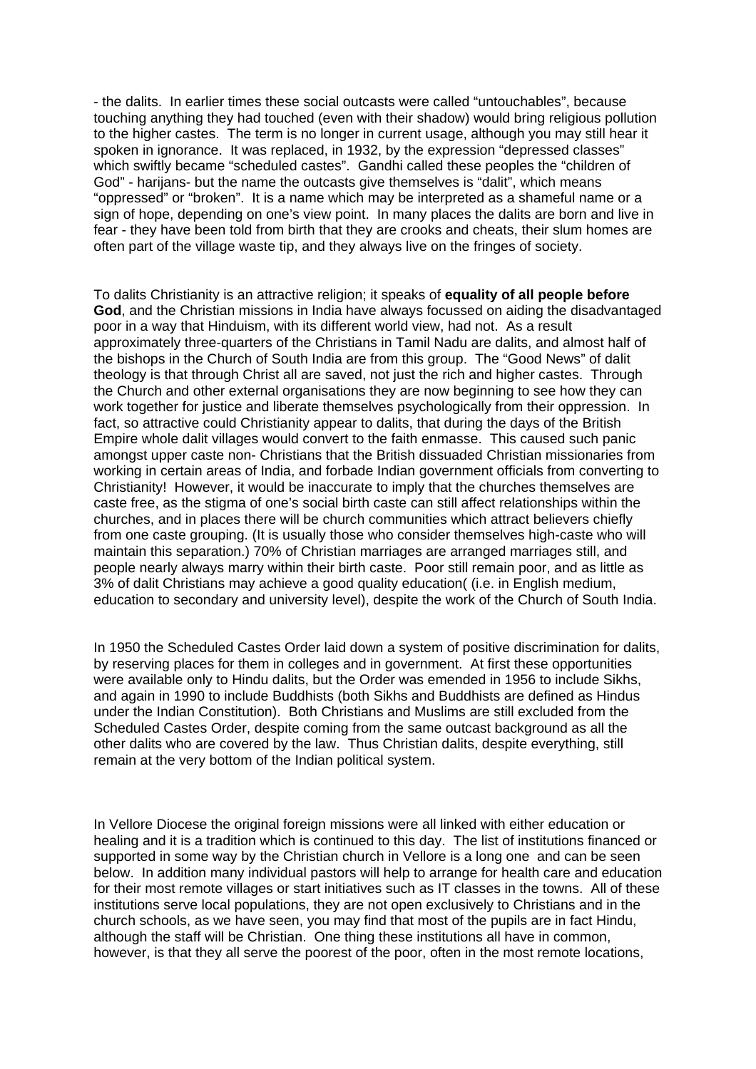- the dalits. In earlier times these social outcasts were called "untouchables", because touching anything they had touched (even with their shadow) would bring religious pollution to the higher castes. The term is no longer in current usage, although you may still hear it spoken in ignorance. It was replaced, in 1932, by the expression "depressed classes" which swiftly became "scheduled castes". Gandhi called these peoples the "children of God" - harijans- but the name the outcasts give themselves is "dalit", which means "oppressed" or "broken". It is a name which may be interpreted as a shameful name or a sign of hope, depending on one's view point. In many places the dalits are born and live in fear - they have been told from birth that they are crooks and cheats, their slum homes are often part of the village waste tip, and they always live on the fringes of society.

To dalits Christianity is an attractive religion; it speaks of **equality of all people before God**, and the Christian missions in India have always focussed on aiding the disadvantaged poor in a way that Hinduism, with its different world view, had not. As a result approximately three-quarters of the Christians in Tamil Nadu are dalits, and almost half of the bishops in the Church of South India are from this group. The "Good News" of dalit theology is that through Christ all are saved, not just the rich and higher castes. Through the Church and other external organisations they are now beginning to see how they can work together for justice and liberate themselves psychologically from their oppression. In fact, so attractive could Christianity appear to dalits, that during the days of the British Empire whole dalit villages would convert to the faith enmasse. This caused such panic amongst upper caste non- Christians that the British dissuaded Christian missionaries from working in certain areas of India, and forbade Indian government officials from converting to Christianity! However, it would be inaccurate to imply that the churches themselves are caste free, as the stigma of one's social birth caste can still affect relationships within the churches, and in places there will be church communities which attract believers chiefly from one caste grouping. (It is usually those who consider themselves high-caste who will maintain this separation.) 70% of Christian marriages are arranged marriages still, and people nearly always marry within their birth caste. Poor still remain poor, and as little as 3% of dalit Christians may achieve a good quality education( (i.e. in English medium, education to secondary and university level), despite the work of the Church of South India.

In 1950 the Scheduled Castes Order laid down a system of positive discrimination for dalits, by reserving places for them in colleges and in government. At first these opportunities were available only to Hindu dalits, but the Order was emended in 1956 to include Sikhs, and again in 1990 to include Buddhists (both Sikhs and Buddhists are defined as Hindus under the Indian Constitution). Both Christians and Muslims are still excluded from the Scheduled Castes Order, despite coming from the same outcast background as all the other dalits who are covered by the law. Thus Christian dalits, despite everything, still remain at the very bottom of the Indian political system.

In Vellore Diocese the original foreign missions were all linked with either education or healing and it is a tradition which is continued to this day. The list of institutions financed or supported in some way by the Christian church in Vellore is a long one and can be seen below. In addition many individual pastors will help to arrange for health care and education for their most remote villages or start initiatives such as IT classes in the towns. All of these institutions serve local populations, they are not open exclusively to Christians and in the church schools, as we have seen, you may find that most of the pupils are in fact Hindu, although the staff will be Christian. One thing these institutions all have in common, however, is that they all serve the poorest of the poor, often in the most remote locations,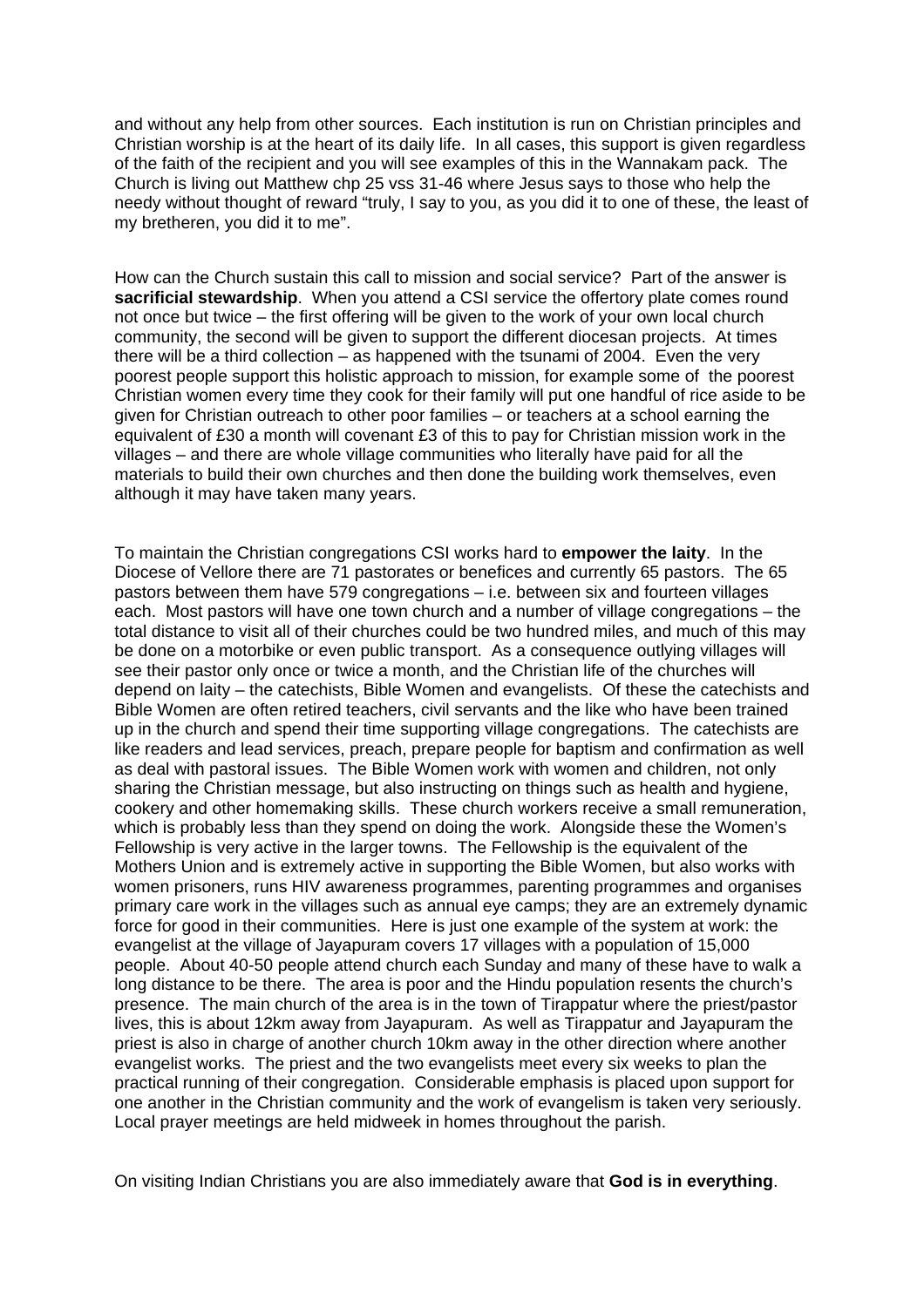and without any help from other sources. Each institution is run on Christian principles and Christian worship is at the heart of its daily life. In all cases, this support is given regardless of the faith of the recipient and you will see examples of this in the Wannakam pack. The Church is living out Matthew chp 25 vss 31-46 where Jesus says to those who help the needy without thought of reward "truly, I say to you, as you did it to one of these, the least of my bretheren, you did it to me".

How can the Church sustain this call to mission and social service? Part of the answer is **sacrificial stewardship**. When you attend a CSI service the offertory plate comes round not once but twice – the first offering will be given to the work of your own local church community, the second will be given to support the different diocesan projects. At times there will be a third collection – as happened with the tsunami of 2004. Even the very poorest people support this holistic approach to mission, for example some of the poorest Christian women every time they cook for their family will put one handful of rice aside to be given for Christian outreach to other poor families – or teachers at a school earning the equivalent of £30 a month will covenant £3 of this to pay for Christian mission work in the villages – and there are whole village communities who literally have paid for all the materials to build their own churches and then done the building work themselves, even although it may have taken many years.

To maintain the Christian congregations CSI works hard to **empower the laity**. In the Diocese of Vellore there are 71 pastorates or benefices and currently 65 pastors. The 65 pastors between them have 579 congregations – i.e. between six and fourteen villages each. Most pastors will have one town church and a number of village congregations – the total distance to visit all of their churches could be two hundred miles, and much of this may be done on a motorbike or even public transport. As a consequence outlying villages will see their pastor only once or twice a month, and the Christian life of the churches will depend on laity – the catechists, Bible Women and evangelists. Of these the catechists and Bible Women are often retired teachers, civil servants and the like who have been trained up in the church and spend their time supporting village congregations. The catechists are like readers and lead services, preach, prepare people for baptism and confirmation as well as deal with pastoral issues. The Bible Women work with women and children, not only sharing the Christian message, but also instructing on things such as health and hygiene, cookery and other homemaking skills. These church workers receive a small remuneration, which is probably less than they spend on doing the work. Alongside these the Women's Fellowship is very active in the larger towns. The Fellowship is the equivalent of the Mothers Union and is extremely active in supporting the Bible Women, but also works with women prisoners, runs HIV awareness programmes, parenting programmes and organises primary care work in the villages such as annual eye camps; they are an extremely dynamic force for good in their communities. Here is just one example of the system at work: the evangelist at the village of Jayapuram covers 17 villages with a population of 15,000 people. About 40-50 people attend church each Sunday and many of these have to walk a long distance to be there. The area is poor and the Hindu population resents the church's presence. The main church of the area is in the town of Tirappatur where the priest/pastor lives, this is about 12km away from Jayapuram. As well as Tirappatur and Jayapuram the priest is also in charge of another church 10km away in the other direction where another evangelist works. The priest and the two evangelists meet every six weeks to plan the practical running of their congregation. Considerable emphasis is placed upon support for one another in the Christian community and the work of evangelism is taken very seriously. Local prayer meetings are held midweek in homes throughout the parish.

On visiting Indian Christians you are also immediately aware that **God is in everything**.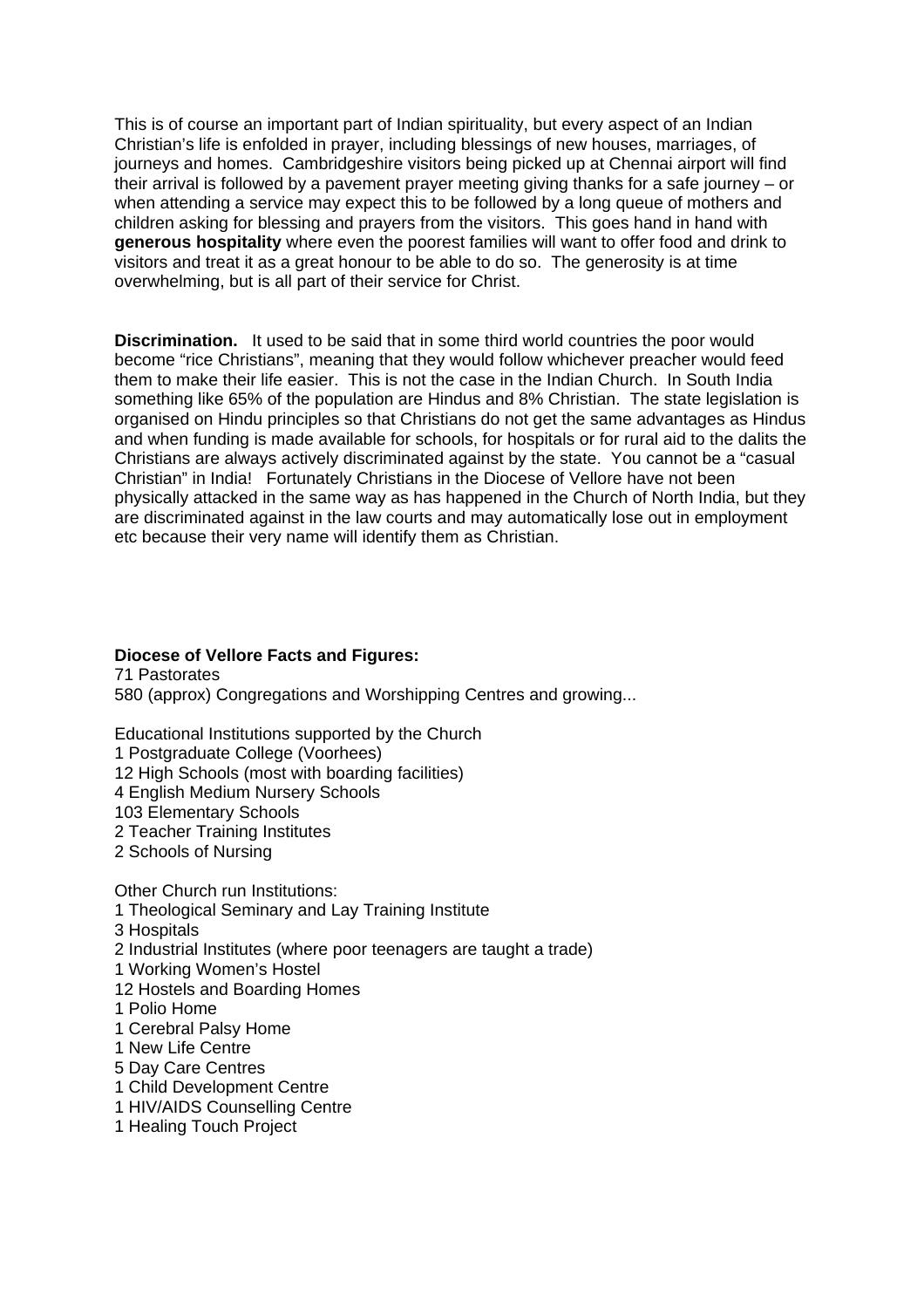This is of course an important part of Indian spirituality, but every aspect of an Indian Christian's life is enfolded in prayer, including blessings of new houses, marriages, of journeys and homes. Cambridgeshire visitors being picked up at Chennai airport will find their arrival is followed by a pavement prayer meeting giving thanks for a safe journey – or when attending a service may expect this to be followed by a long queue of mothers and children asking for blessing and prayers from the visitors. This goes hand in hand with **generous hospitality** where even the poorest families will want to offer food and drink to visitors and treat it as a great honour to be able to do so. The generosity is at time overwhelming, but is all part of their service for Christ.

**Discrimination.** It used to be said that in some third world countries the poor would become "rice Christians", meaning that they would follow whichever preacher would feed them to make their life easier. This is not the case in the Indian Church. In South India something like 65% of the population are Hindus and 8% Christian. The state legislation is organised on Hindu principles so that Christians do not get the same advantages as Hindus and when funding is made available for schools, for hospitals or for rural aid to the dalits the Christians are always actively discriminated against by the state. You cannot be a "casual Christian" in India! Fortunately Christians in the Diocese of Vellore have not been physically attacked in the same way as has happened in the Church of North India, but they are discriminated against in the law courts and may automatically lose out in employment etc because their very name will identify them as Christian.

**Diocese of Vellore Facts and Figures:**

71 Pastorates
580 (approx) Congregations and Worshipping Centres and growing...

Educational Institutions supported by the Church
1 Postgraduate College (Voorhees)
12 High Schools (most with boarding facilities)
4 English Medium Nursery Schools
103 Elementary Schools
2 Teacher Training Institutes
2 Schools of Nursing

Other Church run Institutions:
1 Theological Seminary and Lay Training Institute
3 Hospitals
2 Industrial Institutes (where poor teenagers are taught a trade)
1 Working Women's Hostel
12 Hostels and Boarding Homes
1 Polio Home
1 Cerebral Palsy Home
1 New Life Centre
5 Day Care Centres
1 Child Development Centre
1 HIV/AIDS Counselling Centre
1 Healing Touch Project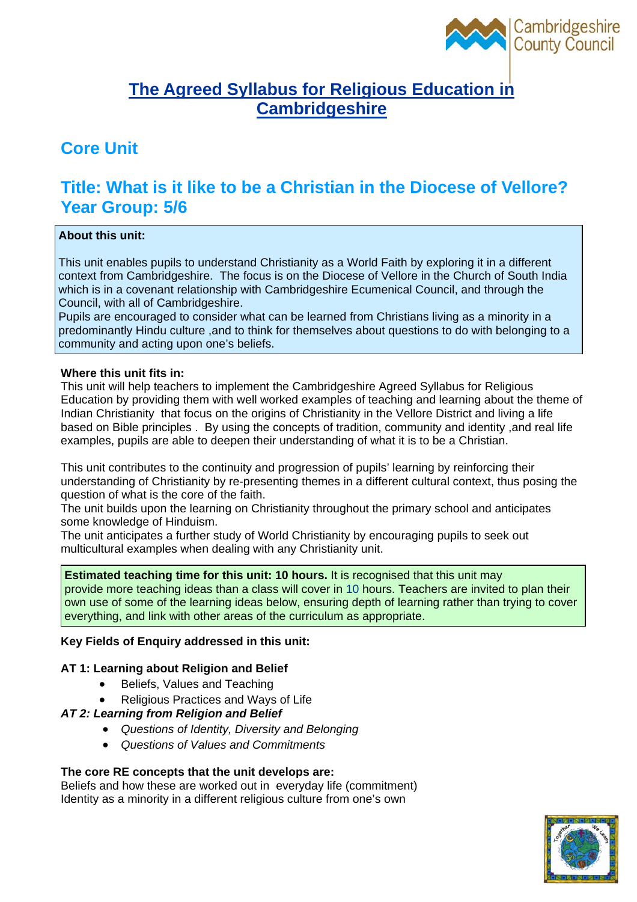# The Agreed Syllabus for Religious Education in Cambridgeshire

## Core Unit

## Title: What is it like to be a Christian in the Diocese of Vellore? Year Group: 5/6

**About this unit:**

This unit enables pupils to understand Christianity as a World Faith by exploring it in a different context from Cambridgeshire. The focus is on the Diocese of Vellore in the Church of South India which is in a covenant relationship with Cambridgeshire Ecumenical Council, and through the Council, with all of Cambridgeshire.
Pupils are encouraged to consider what can be learned from Christians living as a minority in a predominantly Hindu culture ,and to think for themselves about questions to do with belonging to a community and acting upon one's beliefs.

**Where this unit fits in:**
This unit will help teachers to implement the Cambridgeshire Agreed Syllabus for Religious Education by providing them with well worked examples of teaching and learning about the theme of Indian Christianity that focus on the origins of Christianity in the Vellore District and living a life based on Bible principles . By using the concepts of tradition, community and identity ,and real life examples, pupils are able to deepen their understanding of what it is to be a Christian.

This unit contributes to the continuity and progression of pupils' learning by reinforcing their understanding of Christianity by re-presenting themes in a different cultural context, thus posing the question of what is the core of the faith.
The unit builds upon the learning on Christianity throughout the primary school and anticipates some knowledge of Hinduism.
The unit anticipates a further study of World Christianity by encouraging pupils to seek out multicultural examples when dealing with any Christianity unit.

**Estimated teaching time for this unit: 10 hours.** It is recognised that this unit may provide more teaching ideas than a class will cover in 10 hours. Teachers are invited to plan their own use of some of the learning ideas below, ensuring depth of learning rather than trying to cover everything, and link with other areas of the curriculum as appropriate.

**Key Fields of Enquiry addressed in this unit:**

**AT 1: Learning about Religion and Belief**
- Beliefs, Values and Teaching
- Religious Practices and Ways of Life

***AT 2: Learning from Religion and Belief***
- *Questions of Identity, Diversity and Belonging*
- *Questions of Values and Commitments*

**The core RE concepts that the unit develops are:**
Beliefs and how these are worked out in everyday life (commitment)
Identity as a minority in a different religious culture from one's own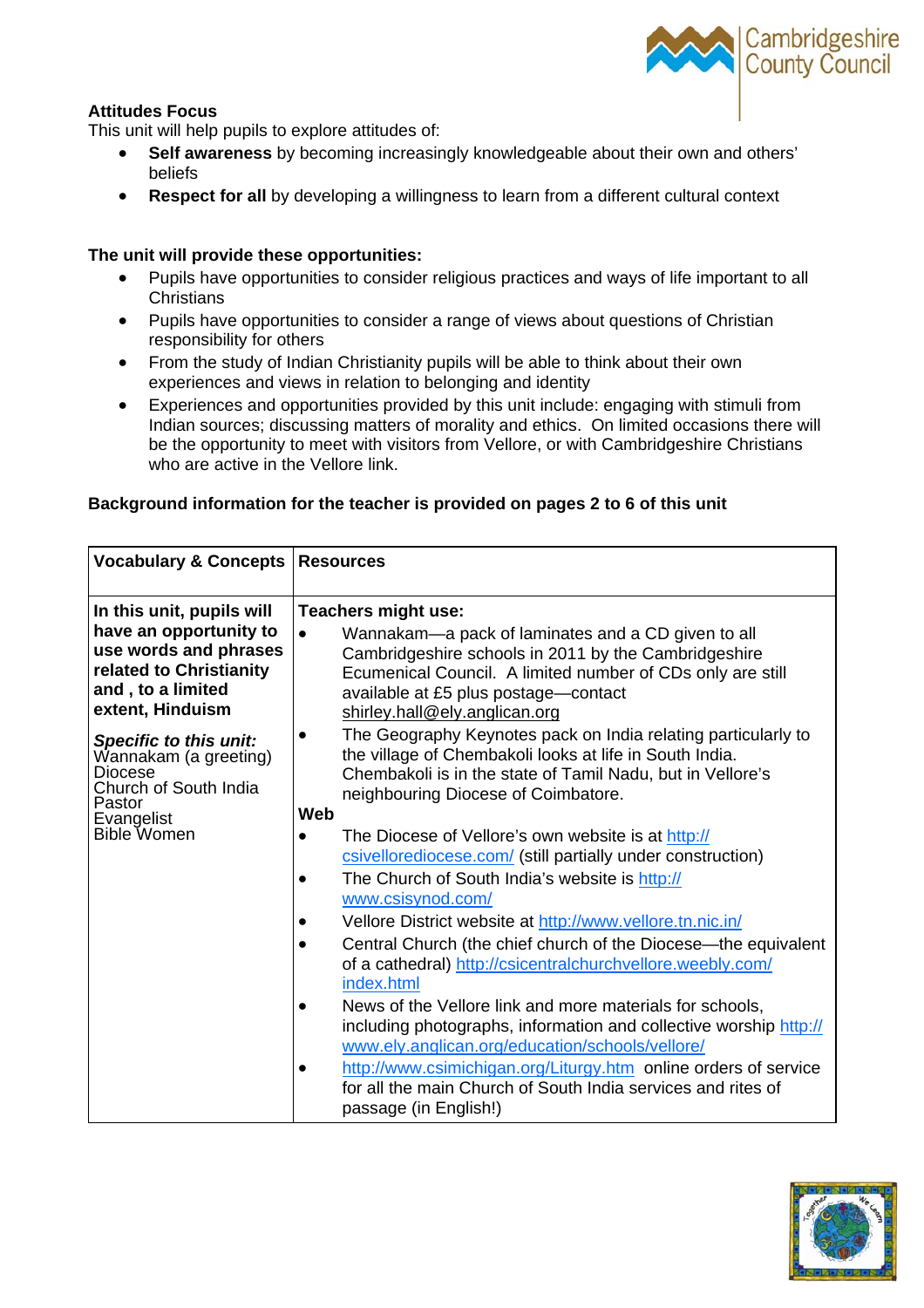**Attitudes Focus**

This unit will help pupils to explore attitudes of:

- **Self awareness** by becoming increasingly knowledgeable about their own and others' beliefs
- **Respect for all** by developing a willingness to learn from a different cultural context

**The unit will provide these opportunities:**

- Pupils have opportunities to consider religious practices and ways of life important to all Christians
- Pupils have opportunities to consider a range of views about questions of Christian responsibility for others
- From the study of Indian Christianity pupils will be able to think about their own experiences and views in relation to belonging and identity
- Experiences and opportunities provided by this unit include: engaging with stimuli from Indian sources; discussing matters of morality and ethics. On limited occasions there will be the opportunity to meet with visitors from Vellore, or with Cambridgeshire Christians who are active in the Vellore link.

**Background information for the teacher is provided on pages 2 to 6 of this unit**

| Vocabulary & Concepts | Resources |
|---|---|
| **In this unit, pupils will have an opportunity to use words and phrases related to Christianity and , to a limited extent, Hinduism**<br><br>***Specific to this unit:***<br>Wannakam (a greeting)<br>Diocese<br>Church of South India<br>Pastor<br>Evangelist<br>Bible Women | **Teachers might use:**<br>• Wannakam—a pack of laminates and a CD given to all Cambridgeshire schools in 2011 by the Cambridgeshire Ecumenical Council. A limited number of CDs only are still available at £5 plus postage—contact shirley.hall@ely.anglican.org<br>• The Geography Keynotes pack on India relating particularly to the village of Chembakoli looks at life in South India. Chembakoli is in the state of Tamil Nadu, but in Vellore's neighbouring Diocese of Coimbatore.<br>**Web**<br>• The Diocese of Vellore's own website is at http://csivellorediocese.com/ (still partially under construction)<br>• The Church of South India's website is http://www.csisynod.com/<br>• Vellore District website at http://www.vellore.tn.nic.in/<br>• Central Church (the chief church of the Diocese—the equivalent of a cathedral) http://csicentralchurchvellore.weebly.com/index.html<br>• News of the Vellore link and more materials for schools, including photographs, information and collective worship http://www.ely.anglican.org/education/schools/vellore/<br>• http://www.csimichigan.org/Liturgy.htm online orders of service for all the main Church of South India services and rites of passage (in English!) |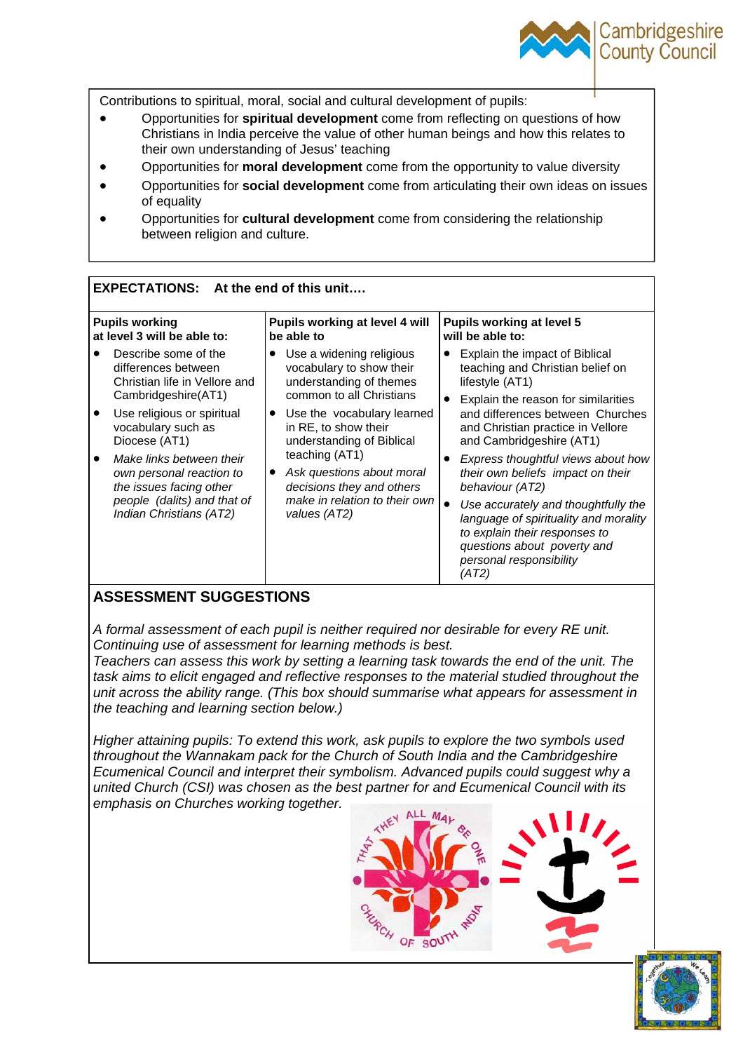Contributions to spiritual, moral, social and cultural development of pupils:

- Opportunities for **spiritual development** come from reflecting on questions of how Christians in India perceive the value of other human beings and how this relates to their own understanding of Jesus' teaching
- Opportunities for **moral development** come from the opportunity to value diversity
- Opportunities for **social development** come from articulating their own ideas on issues of equality
- Opportunities for **cultural development** come from considering the relationship between religion and culture.

**EXPECTATIONS: At the end of this unit….**

| **Pupils working at level 3 will be able to:** | **Pupils working at level 4 will be able to** | **Pupils working at level 5 will be able to:** |
|---|---|---|
| • Describe some of the differences between Christian life in Vellore and Cambridgeshire(AT1)<br>• Use religious or spiritual vocabulary such as Diocese (AT1)<br>• *Make links between their own personal reaction to the issues facing other people (dalits) and that of Indian Christians (AT2)* | • Use a widening religious vocabulary to show their understanding of themes common to all Christians<br>• Use the vocabulary learned in RE, to show their understanding of Biblical teaching (AT1)<br>• *Ask questions about moral decisions they and others make in relation to their own values (AT2)* | • Explain the impact of Biblical teaching and Christian belief on lifestyle (AT1)<br>• Explain the reason for similarities and differences between Churches and Christian practice in Vellore and Cambridgeshire (AT1)<br>• *Express thoughtful views about how their own beliefs impact on their behaviour (AT2)*<br>• *Use accurately and thoughtfully the language of spirituality and morality to explain their responses to questions about poverty and personal responsibility (AT2)* |

## ASSESSMENT SUGGESTIONS

*A formal assessment of each pupil is neither required nor desirable for every RE unit. Continuing use of assessment for learning methods is best.*
*Teachers can assess this work by setting a learning task towards the end of the unit. The task aims to elicit engaged and reflective responses to the material studied throughout the unit across the ability range. (This box should summarise what appears for assessment in the teaching and learning section below.)*

*Higher attaining pupils: To extend this work, ask pupils to explore the two symbols used throughout the Wannakam pack for the Church of South India and the Cambridgeshire Ecumenical Council and interpret their symbolism. Advanced pupils could suggest why a united Church (CSI) was chosen as the best partner for and Ecumenical Council with its emphasis on Churches working together.*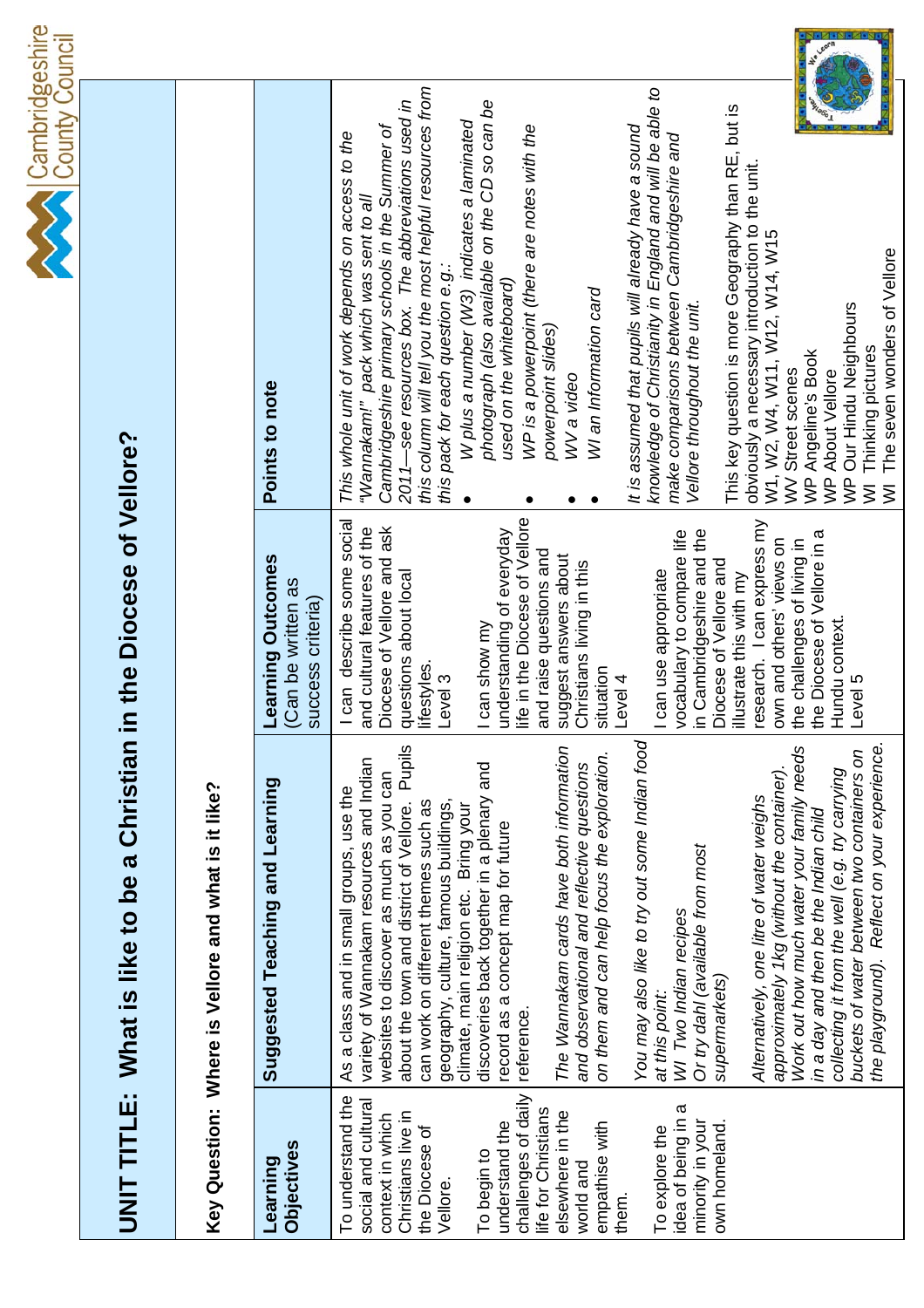# UNIT TITLE: What is like to be a Christian in the Diocese of Vellore?

**Key Question: Where is Vellore and what is it like?**

| Learning Objectives | Suggested Teaching and Learning | Learning Outcomes (Can be written as success criteria) | Points to note |
|---|---|---|---|
| To understand the social and cultural context in which Christians live in the Diocese of Vellore.<br><br>To begin to understand the challenges of daily life for Christians elsewhere in the world and empathise with them.<br><br>To explore the idea of being in a minority in your own homeland. | As a class and in small groups, use the variety of Wannakam resources and Indian websites to discover as much as you can about the town and district of Vellore. Pupils can work on different themes such as geography, culture, famous buildings, climate, main religion etc. Bring your discoveries back together in a plenary and record as a concept map for future reference.<br><br>*The Wannakam cards have both information and observational and reflective questions on them and can help focus the exploration.*<br><br>*You may also like to try out some Indian food at this point:*<br>*WI Two Indian recipes*<br>*Or try dahl (available from most supermarkets)*<br><br>*Alternatively, one litre of water weighs approximately 1kg (without the container). Work out how much water your family needs in a day and then be the Indian child collecting it from the well (e.g. try carrying buckets of water between two containers on the playground). Reflect on your experience.* | I can describe some social and cultural features of the Diocese of Vellore and ask questions about local lifestyles.<br>Level 3<br><br>I can show my understanding of everyday life in the Diocese of Vellore and raise questions and suggest answers about Christians living in this situation<br>Level 4<br><br>I can use appropriate vocabulary to compare life in Cambridgeshire and the Diocese of Vellore and illustrate this with my research. I can express my own and others' views on the challenges of living in the Diocese of Vellore in a Hundu context.<br>Level 5 | *This whole unit of work depends on access to the "Wannakam!" pack which was sent to all Cambridgeshire primary schools in the Summer of 2011—see resources box. The abbreviations used in this column will tell you the most helpful resources from this pack for each question e.g.:*<br>• *W plus a number (W3) indicates a laminated photograph (also available on the CD so can be used on the whiteboard)*<br>• *WP is a powerpoint (there are notes with the powerpoint slides)*<br>• *WV a video*<br>• *WI an Information card*<br><br>*It is assumed that pupils will already have a sound knowledge of Christianity in England and will be able to make comparisons between Cambridgeshire and Vellore throughout the unit.*<br><br>This key question is more Geography than RE, but is obviously a necessary introduction to the unit.<br>W1, W2, W4, W11, W12, W14, W15<br>WV Street scenes<br>WP Angeline's Book<br>WP About Vellore<br>WP Our Hindu Neighbours<br>WI Thinking pictures<br>WI The seven wonders of Vellore |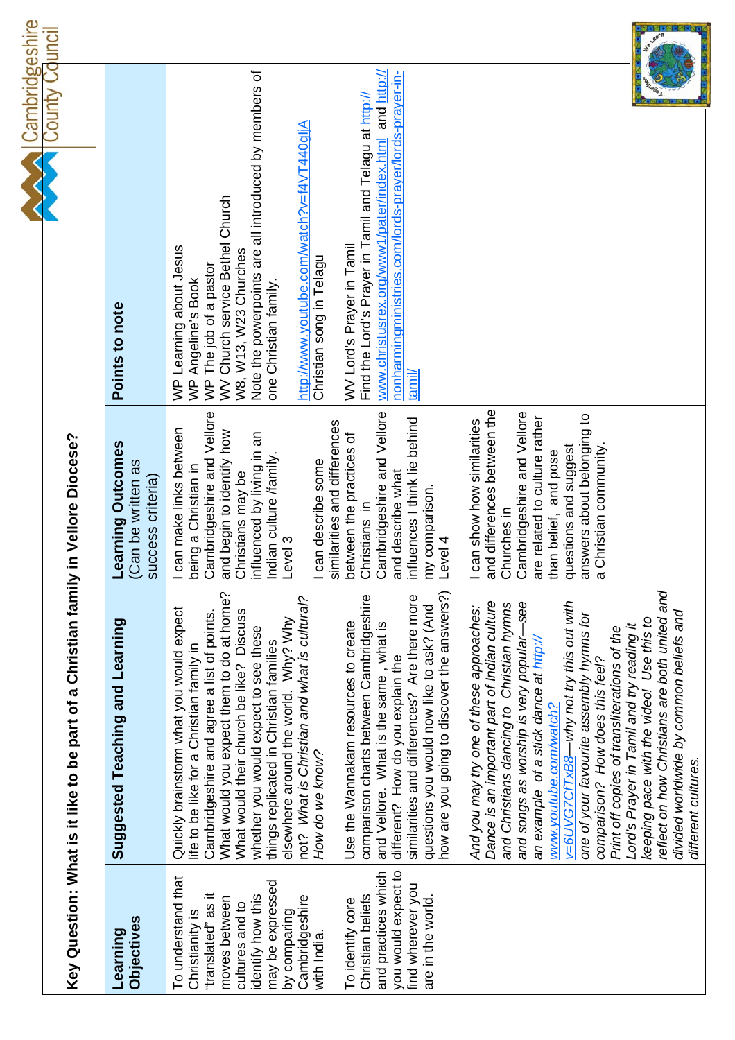## Key Question: What is it like to be part of a Christian family in Vellore Diocese?

| Learning Objectives | Suggested Teaching and Learning | Learning Outcomes (Can be written as success criteria) | Points to note |
|---|---|---|---|
| To understand that Christianity is "translated" as it moves between cultures and to identify how this may be expressed by comparing Cambridgeshire with India.<br><br>To identify core Christian beliefs and practices which you would expect to find wherever you are in the world. | Quickly brainstorm what you would expect life to be like for a Christian family in Cambridgeshire and agree a list of points. What would you expect them to do at home? What would their church be like? Discuss whether you would expect to see these things replicated in Christian families elsewhere around the world. Why? Why not? *What is Christian and what is cultural? How do we know?*<br><br>Use the Wannakam resources to create comparison charts between Cambridgeshire and Vellore. What is the same , what is different? How do you explain the similarities and differences? Are there more questions you would now like to ask? (And how are you going to discover the answers?)<br><br>*And you may try one of these approaches: Dance is an important part of Indian culture and Christians dancing to Christian hymns and songs as worship is very popular—see an example of a stick dance at http://www.youtube.com/watch?v=6UVG7CfTxB8—why not try this out with one of your favourite assembly hymns for comparison? How does this feel?*<br>*Print off copies of transliterations of the Lord's Prayer in Tamil and try reading it keeping pace with the video! Use this to reflect on how Christians are both united and divided worldwide by common beliefs and different cultures.* | I can make links between being a Christian in Cambridgeshire and Vellore and begin to identify how Christians may be influenced by living in an Indian culture /family.<br>Level 3<br><br>I can describe some similarities and differences between the practices of Christians in Cambridgeshire and Vellore and describe what influences I think lie behind my comparison.<br>Level 4<br><br>I can show how similarities and differences between the Churches in Cambridgeshire and Vellore are related to culture rather than belief, and pose questions and suggest answers about belonging to a Christian community. | WP Learning about Jesus<br>WP Angeline's Book<br>WP The job of a pastor<br>WV Church service Bethel Church<br>W8, W13, W23 Churches<br>Note the powerpoints are all introduced by members of one Christian family.<br><br>http://www.youtube.com/watch?v=f4VT440gIjA<br>Christian song in Telagu<br><br>WV Lord's Prayer in Tamil<br>Find the Lord's Prayer in Tamil and Telagu at http://www.christusrex.org/www1/pater/index.html and http://nonharmingministries.com/lords-prayer/lords-prayer-in-tamil/ |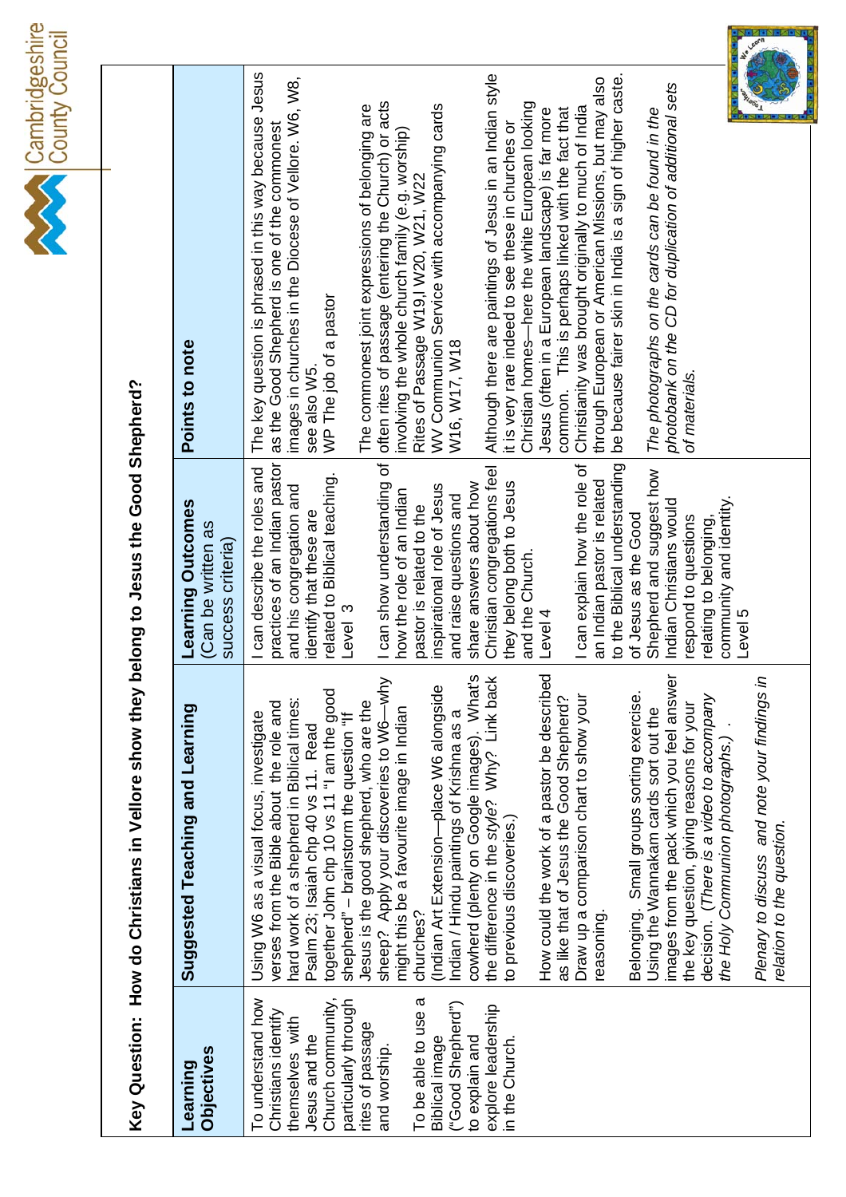**Key Question: How do Christians in Vellore show they belong to Jesus the Good Shepherd?**

| Learning Objectives | Suggested Teaching and Learning | Learning Outcomes (Can be written as success criteria) | Points to note |
|---|---|---|---|
| To understand how Christians identify themselves with Jesus and the Church community, particularly through rites of passage and worship.<br><br>To be able to use a Biblical image ("Good Shepherd") to explain and explore leadership in the Church. | Using W6 as a visual focus, investigate verses from the Bible about the role and hard work of a shepherd in Biblical times: Psalm 23; Isaiah chp 40 vs 11. Read together John chp 10 vs 11 "I am the good shepherd" – brainstorm the question "If Jesus is the good shepherd, who are the sheep? Apply your discoveries to W6—why might this be a favourite image in Indian churches?<br>(Indian Art Extension—place W6 alongside Indian / Hindu paintings of Krishna as a cowherd (plenty on Google images). What's the difference in the *style*? Why? Link back to previous discoveries.)<br><br>How could the work of a pastor be described as like that of Jesus the Good Shepherd? Draw up a comparison chart to show your reasoning.<br><br>Belonging. Small groups sorting exercise. Using the Wannakam cards sort out the images from the pack which you feel answer the key question, giving reasons for your decision. (*There is a video to accompany the Holy Communion photographs.)* .<br><br>*Plenary to discuss and note your findings in relation to the question.* | I can describe the roles and practices of an Indian pastor and his congregation and identify that these are related to Biblical teaching. Level 3<br><br>I can show understanding of how the role of an Indian pastor is related to the inspirational role of Jesus and raise questions and share answers about how Christian congregations feel they belong both to Jesus and the Church. Level 4<br><br>I can explain how the role of an Indian pastor is related to the Biblical understanding of Jesus as the Good Shepherd and suggest how Indian Christians would respond to questions relating to belonging, community and identity. Level 5 | The key question is phrased in this way because Jesus as the Good Shepherd is one of the commonest images in churches in the Diocese of Vellore. W6, W8, see also W5.<br>WP The job of a pastor<br><br>The commonest joint expressions of belonging are often rites of passage (entering the Church) or acts involving the whole church family (e.g. worship)<br>Rites of Passage W19,I W20, W21, W22<br>WV Communion Service with accompanying cards W16, W17, W18<br><br>Although there are paintings of Jesus in an Indian style it is very rare indeed to see these in churches or Christian homes—here the white European looking Jesus (often in a European landscape) is far more common. This is perhaps linked with the fact that Christianity was brought originally to much of India through European or American Missions, but may also be because fairer skin in India is a sign of higher caste.<br><br>*The photographs on the cards can be found in the photobank on the CD for duplication of additional sets of materials.* |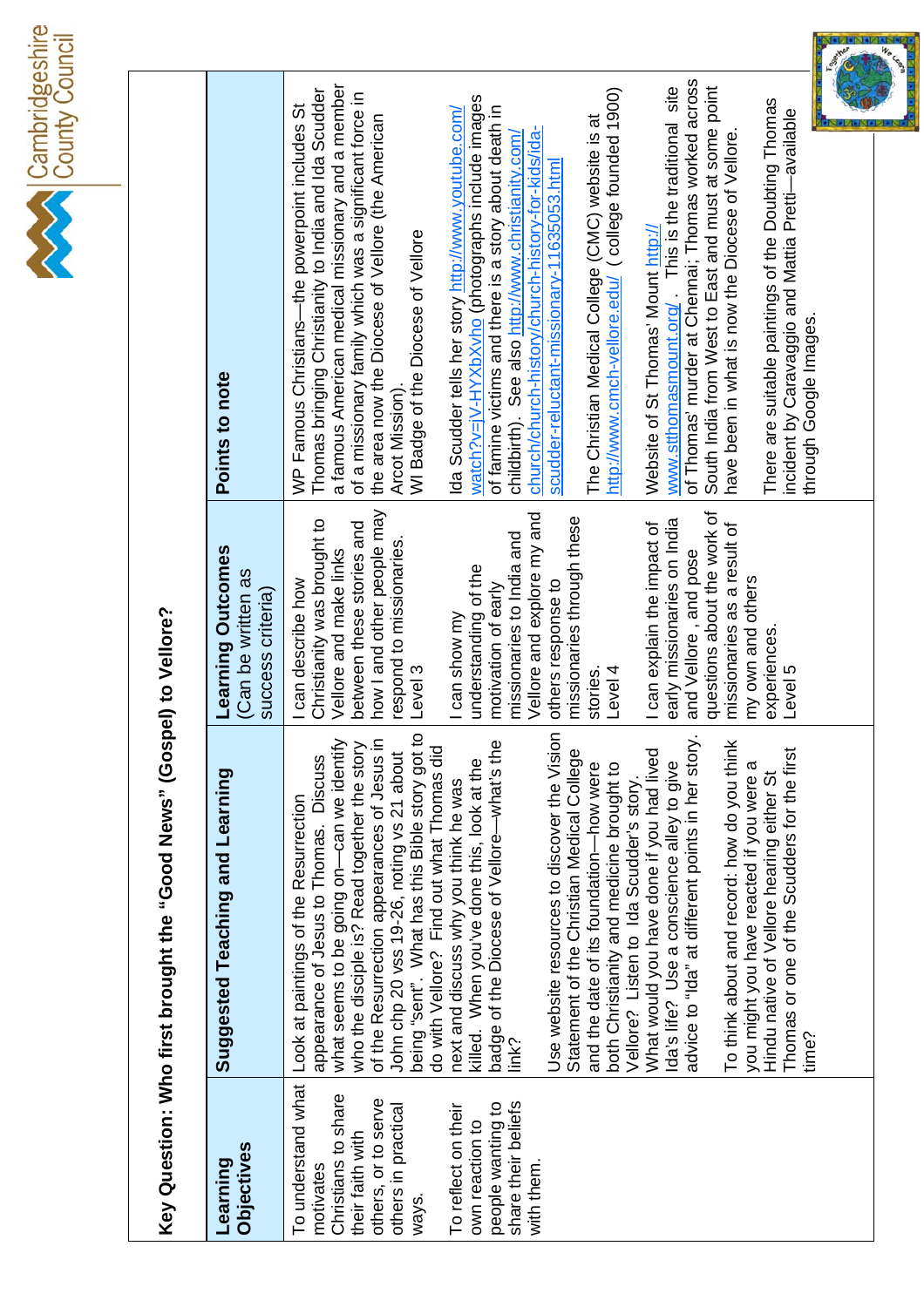## Key Question: Who first brought the "Good News" (Gospel) to Vellore?

| Learning Objectives | Suggested Teaching and Learning | Learning Outcomes (Can be written as success criteria) | Points to note |
|---|---|---|---|
| To understand what motivates Christians to share their faith with others, or to serve others in practical ways.<br><br>To reflect on their own reaction to people wanting to share their beliefs with them. | Look at paintings of the Resurrection appearance of Jesus to Thomas. Discuss what seems to be going on—can we identify who the disciple is? Read together the story of the Resurrection appearances of Jesus in John chp 20 vss 19-26, noting vs 21 about being "sent". What has this Bible story got to do with Vellore? Find out what Thomas did next and discuss why you think he was killed. When you've done this, look at the badge of the Diocese of Vellore—what's the link?<br><br>Use website resources to discover the Vision Statement of the Christian Medical College and the date of its foundation—how were both Christianity and medicine brought to Vellore? Listen to Ida Scudder's story. What would you have done if you had lived Ida's life? Use a conscience alley to give advice to "Ida" at different points in her story.<br><br>To think about and record: how do you think you might you have reacted if you were a Hindu native of Vellore hearing either St Thomas or one of the Scudders for the first time? | I can describe how Christianity was brought to Vellore and make links between these stories and how I and other people may respond to missionaries.<br>Level 3<br><br>I can show my understanding of the motivation of early missionaries to India and Vellore and explore my and others response to missionaries through these stories.<br>Level 4<br><br>I can explain the impact of early missionaries on India and Vellore , and pose questions about the work of missionaries as a result of my own and others experiences.<br>Level 5 | WP Famous Christians—the powerpoint includes St Thomas bringing Christianity to India and Ida Scudder a famous American medical missionary and a member of a missionary family which was a significant force in the area now the Diocese of Vellore (the American Arcot Mission).<br>WI Badge of the Diocese of Vellore<br><br>Ida Scudder tells her story http://www.youtube.com/watch?v=jV-HYXbXvho (photographs include images of famine victims and there is a story about death in childbirth). See also http://www.christianity.com/church/church-history/church-history-for-kids/ida-scudder-reluctant-missionary-11635053.html<br><br>The Christian Medical College (CMC) website is at http://www.cmch-vellore.edu/ ( college founded 1900)<br><br>Website of St Thomas' Mount http://www.stthomasmount.org/ . This is the traditional site of Thomas' murder at Chennai; Thomas worked across South India from West to East and must at some point have been in what is now the Diocese of Vellore.<br><br>There are suitable paintings of the Doubting Thomas incident by Caravaggio and Mattia Pretti—available through Google Images. |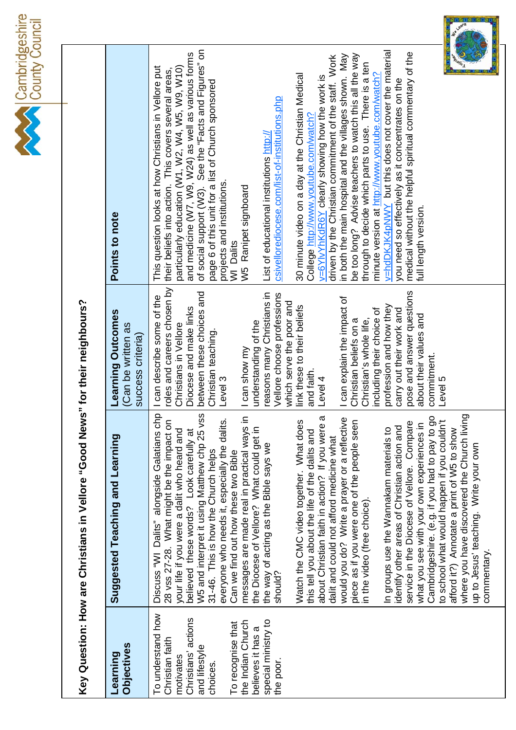## Key Question: How are Christians in Vellore "Good News" for their neighbours?

| Learning Objectives | Suggested Teaching and Learning | Learning Outcomes (Can be written as success criteria) | Points to note |
|---|---|---|---|
| To understand how Christian faith motivates Christians' actions and lifestyle choices.<br><br>To recognise that the Indian Church believes it has a special ministry to the poor. | Discuss "WI Dalits" alongside Galatians chp 28 vss 27-28. What might be the impact on your life if you were a dalit who heard and believed these words? Look carefully at W5 and interpret it using Matthew chp 25 vss 31-46. This is how the Church helps everyone who needs it, especially the dalits. Can we find out how these two Bible messages are made real in practical ways in the Diocese of Vellore? What could get in the way of acting as the Bible says we should?<br><br>Watch the CMC video together. What does this tell you about the life of the dalits and about Christian faith in action? If you were a dalit and could not afford medicine what would you do? Write a prayer or a reflective piece as if you were one of the people seen in the video (free choice).<br><br>In groups use the Wannakam materials to identify other areas of Christian action and service in the Diocese of Vellore. Compare what you see with your own experiences in Cambridgeshire. (e.g. if you had to pay to go to school what would happen if you couldn't afford it?) Annotate a print of W5 to show where you have discovered the Church living up to Jesus' teaching. Write your own commentary. | I can describe some of the roles and careers chosen by Christians in Vellore Diocese and make links between these choices and Christian teaching.<br>Level 3<br><br>I can show my understanding of the reasons many Christians in Vellore choose professions which serve the poor and link these to their beliefs and faith.<br>Level 4<br><br>I can explain the impact of Christian beliefs on a Christian's whole life, including their choice of profession and how they carry out their work and pose and answer questions about their values and commitment.<br>Level 5 | This question looks at how Christians in Vellore put their beliefs into action. This covers several areas, particularly education (W1, W2, W4, W5, W9, W10) and medicine (W7, W9, W24) as well as various forms of social support (W3). See the "Facts and Figures" on page 6 of this unit for a list of Church sponsored projects and institutions.<br>WI Dalits<br>W5 Ranipet signboard<br><br>List of educational institutions http://csivellorediocese.com/list-of-institutions.php<br><br>30 minute video on a day at the Christian Medical College http://www.youtube.com/watch?v=6YlvYhKdR6Y clearly showing how the work is driven by the Christian commitment of the staff. Work in both the main hospital and the villages shown. May be too long? Advise teachers to watch this all the way through to decide which parts to use. There is a ten minute version at http://www.youtube.com/watch?v=hdDKJK4pNWY but this does not cover the material you need so effectively as it concentrates on the medical without the helpful spiritual commentary of the full length version. |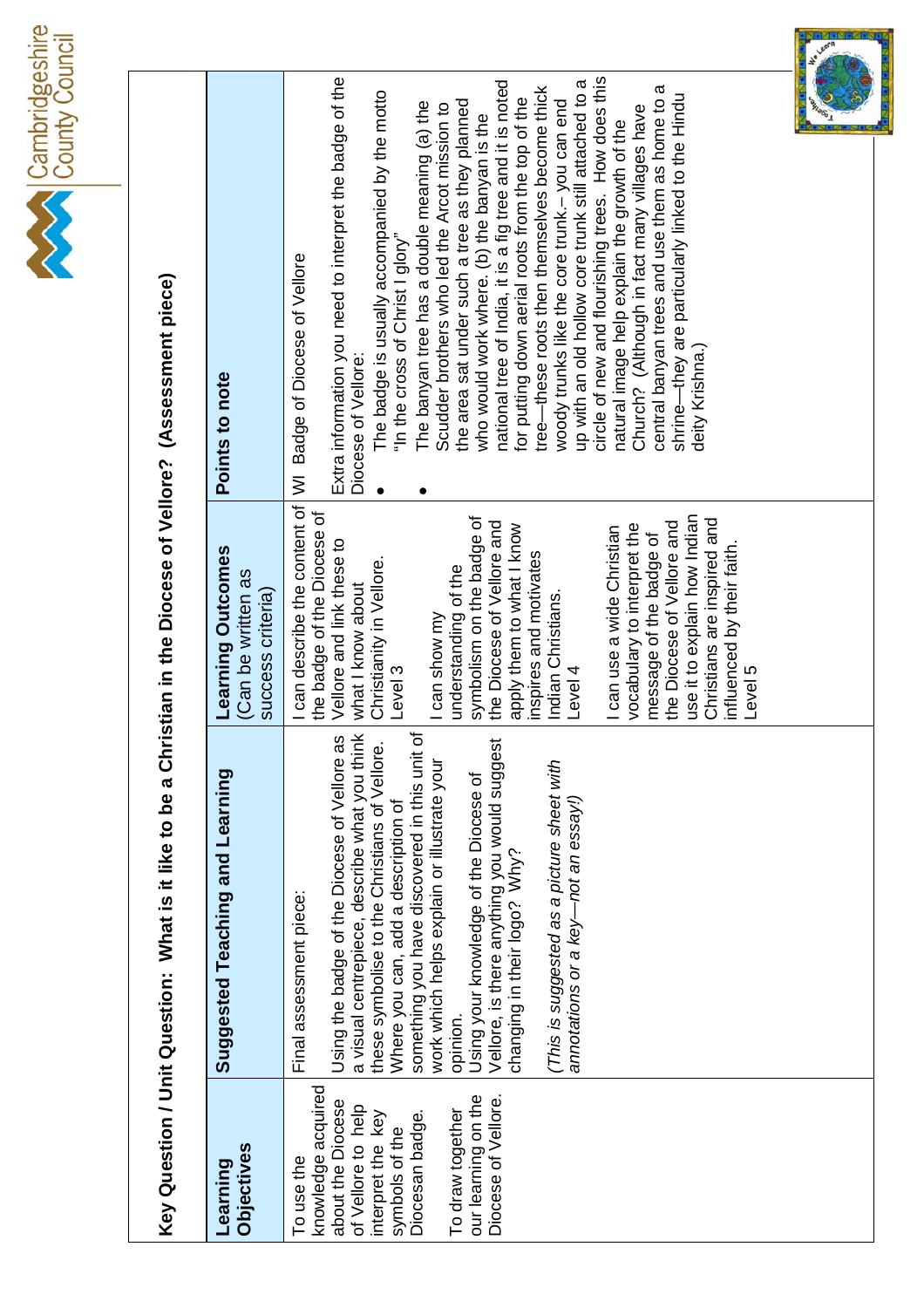**Key Question / Unit Question: What is it like to be a Christian in the Diocese of Vellore? (Assessment piece)**

| Learning Objectives | Suggested Teaching and Learning | Learning Outcomes (Can be written as success criteria) | Points to note |
|---|---|---|---|
| To use the knowledge acquired about the Diocese of Vellore to help interpret the key symbols of the Diocesan badge.<br><br>To draw together our learning on the Diocese of Vellore. | Final assessment piece:<br><br>Using the badge of the Diocese of Vellore as a visual centrepiece, describe what you think these symbolise to the Christians of Vellore. Where you can, add a description of something you have discovered in this unit of work which helps explain or illustrate your opinion.<br>Using your knowledge of the Diocese of Vellore, is there anything you would suggest changing in their logo? Why?<br><br>*(This is suggested as a picture sheet with annotations or a key—not an essay!)* | I can describe the content of the badge of the Diocese of Vellore and link these to what I know about Christianity in Vellore.<br>Level 3<br><br>I can show my understanding of the symbolism on the badge of the Diocese of Vellore and apply them to what I know inspires and motivates Indian Christians.<br>Level 4<br><br>I can use a wide Christian vocabulary to interpret the message of the badge of the Diocese of Vellore and use it to explain how Indian Christians are inspired and influenced by their faith.<br>Level 5 | WI Badge of Diocese of Vellore<br><br>Extra information you need to interpret the badge of the Diocese of Vellore:<br>• The badge is usually accompanied by the motto "In the cross of Christ I glory"<br>• The banyan tree has a double meaning (a) the Scudder brothers who led the Arcot mission to the area sat under such a tree as they planned who would work where. (b) the banyan is the national tree of India, it is a fig tree and it is noted for putting down aerial roots from the top of the tree—these roots then themselves become thick woody trunks like the core trunk.– you can end up with an old hollow core trunk still attached to a circle of new and flourishing trees. How does this natural image help explain the growth of the Church? (Although in fact many villages have central banyan trees and use them as home to a shrine—they are particularly linked to the Hindu deity Krishna.) |